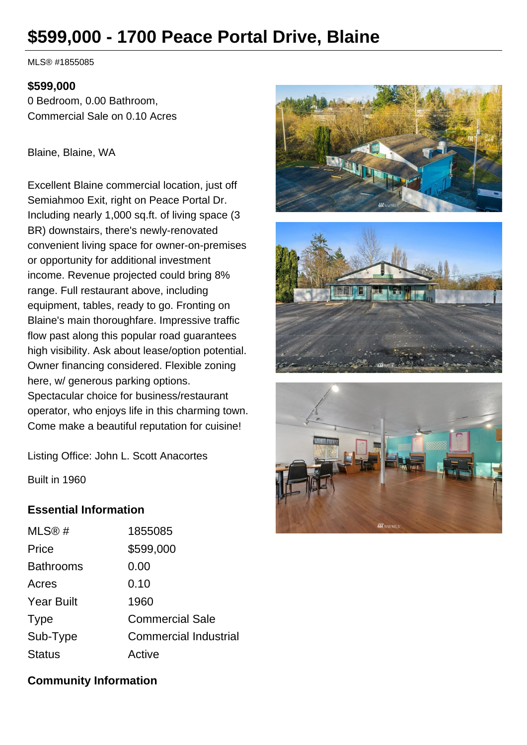# $599,000 - 1700 Peace Portal Drive, Blaine

MLS® #1855085

**$599,000**

0 Bedroom, 0.00 Bathroom, Commercial Sale on 0.10 Acres

Blaine, Blaine, WA

Excellent Blaine commercial location, just off Semiahmoo Exit, right on Peace Portal Dr. Including nearly 1,000 sq.ft. of living space (3 BR) downstairs, there's newly-renovated convenient living space for owner-on-premises or opportunity for additional investment income. Revenue projected could bring 8% range. Full restaurant above, including equipment, tables, ready to go. Fronting on Blaine's main thoroughfare. Impressive traffic flow past along this popular road guarantees high visibility. Ask about lease/option potential. Owner financing considered. Flexible zoning here, w/ generous parking options. Spectacular choice for business/restaurant operator, who enjoys life in this charming town. Come make a beautiful reputation for cuisine!

Listing Office: John L. Scott Anacortes

Built in 1960

## Essential Information

| | |
|---|---|
| MLS® # | 1855085 |
| Price | $599,000 |
| Bathrooms | 0.00 |
| Acres | 0.10 |
| Year Built | 1960 |
| Type | Commercial Sale |
| Sub-Type | Commercial Industrial |
| Status | Active |

## Community Information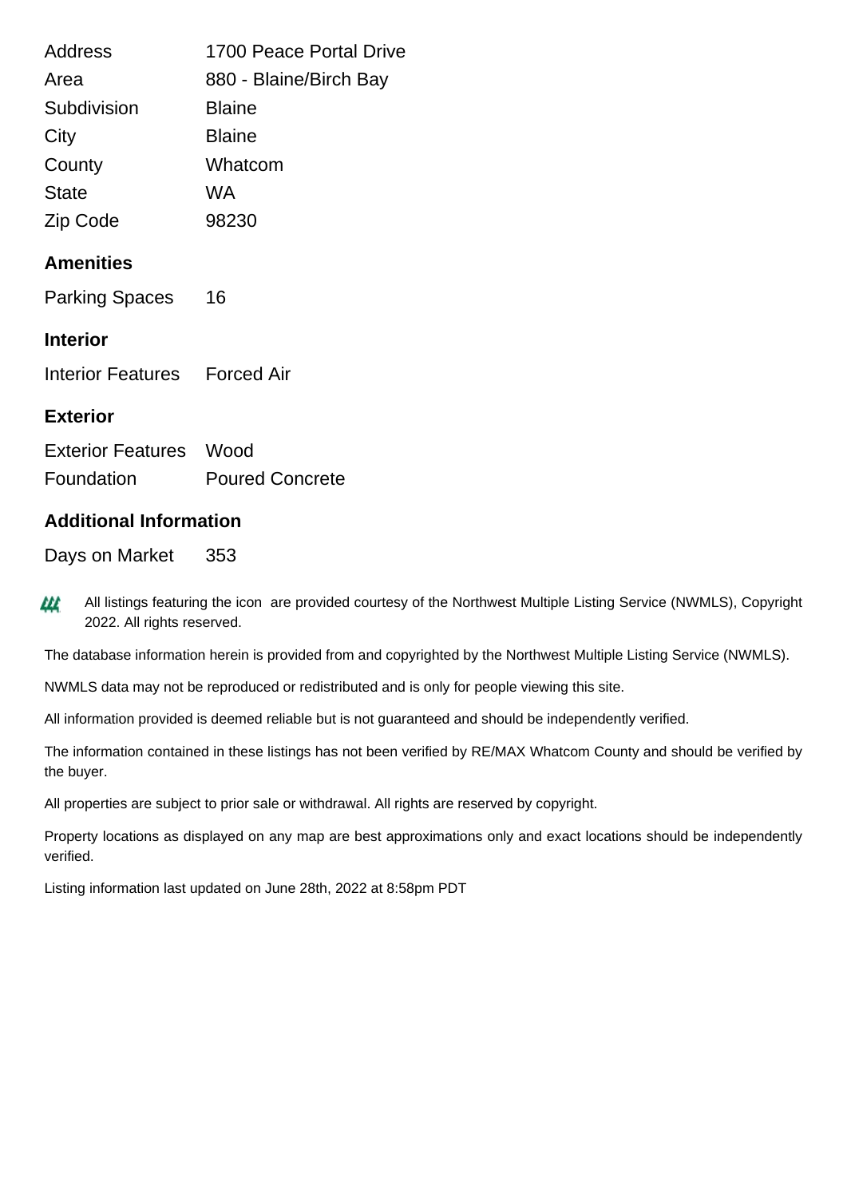| | |
|---|---|
| Address | 1700 Peace Portal Drive |
| Area | 880 - Blaine/Birch Bay |
| Subdivision | Blaine |
| City | Blaine |
| County | Whatcom |
| State | WA |
| Zip Code | 98230 |

### Amenities

| | |
|---|---|
| Parking Spaces | 16 |

### Interior

| | |
|---|---|
| Interior Features | Forced Air |

### Exterior

| | |
|---|---|
| Exterior Features | Wood |
| Foundation | Poured Concrete |

### Additional Information

| | |
|---|---|
| Days on Market | 353 |

All listings featuring the icon are provided courtesy of the Northwest Multiple Listing Service (NWMLS), Copyright 2022. All rights reserved.

The database information herein is provided from and copyrighted by the Northwest Multiple Listing Service (NWMLS).

NWMLS data may not be reproduced or redistributed and is only for people viewing this site.

All information provided is deemed reliable but is not guaranteed and should be independently verified.

The information contained in these listings has not been verified by RE/MAX Whatcom County and should be verified by the buyer.

All properties are subject to prior sale or withdrawal. All rights are reserved by copyright.

Property locations as displayed on any map are best approximations only and exact locations should be independently verified.

Listing information last updated on June 28th, 2022 at 8:58pm PDT